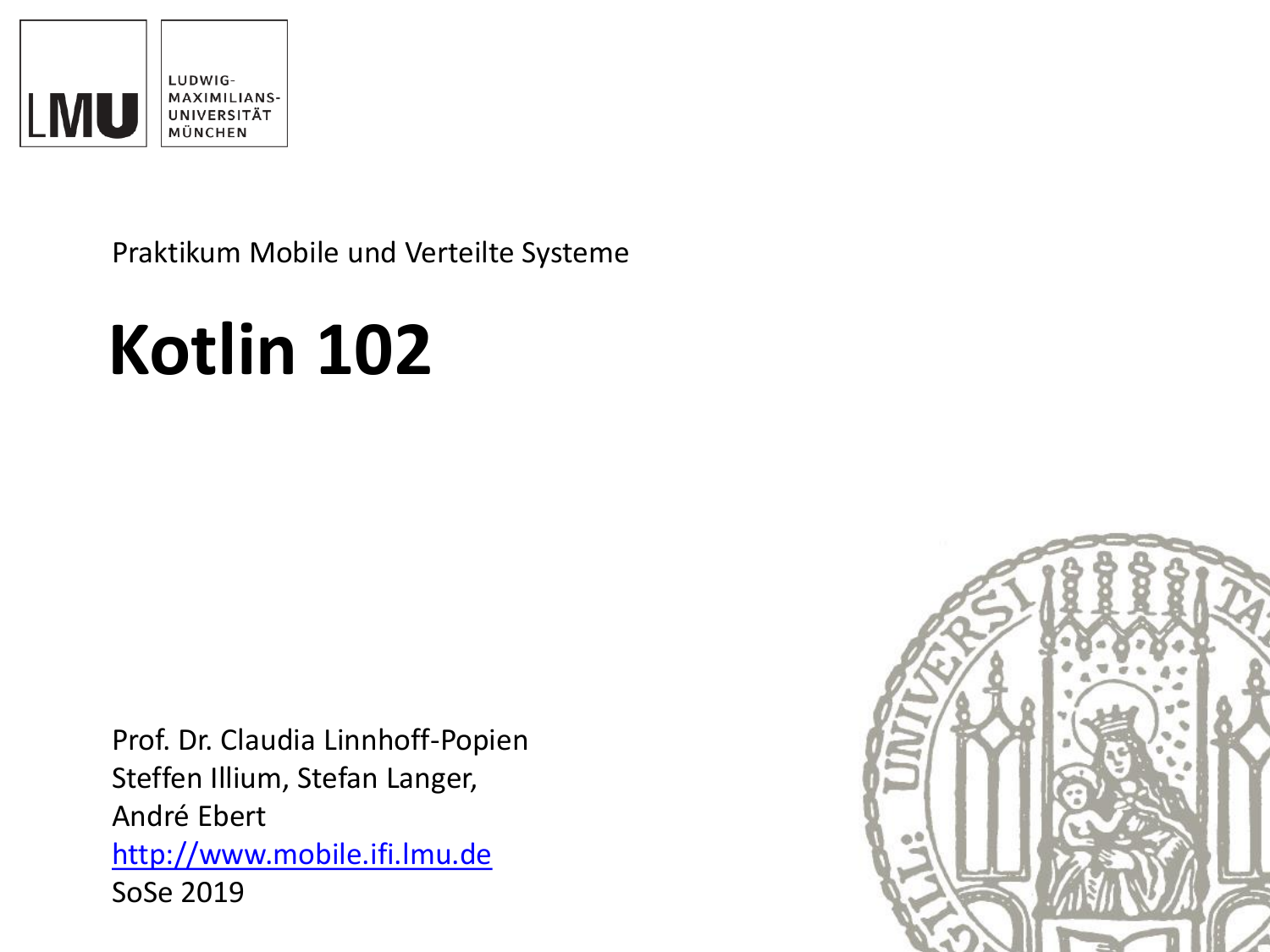Praktikum Mobile und Verteilte Systeme

# Kotlin 102

Prof. Dr. Claudia Linnhoff-Popien
Steffen Illium, Stefan Langer,
André Ebert
[http://www.mobile.ifi.lmu.de](http://www.mobile.ifi.lmu.de)
SoSe 2019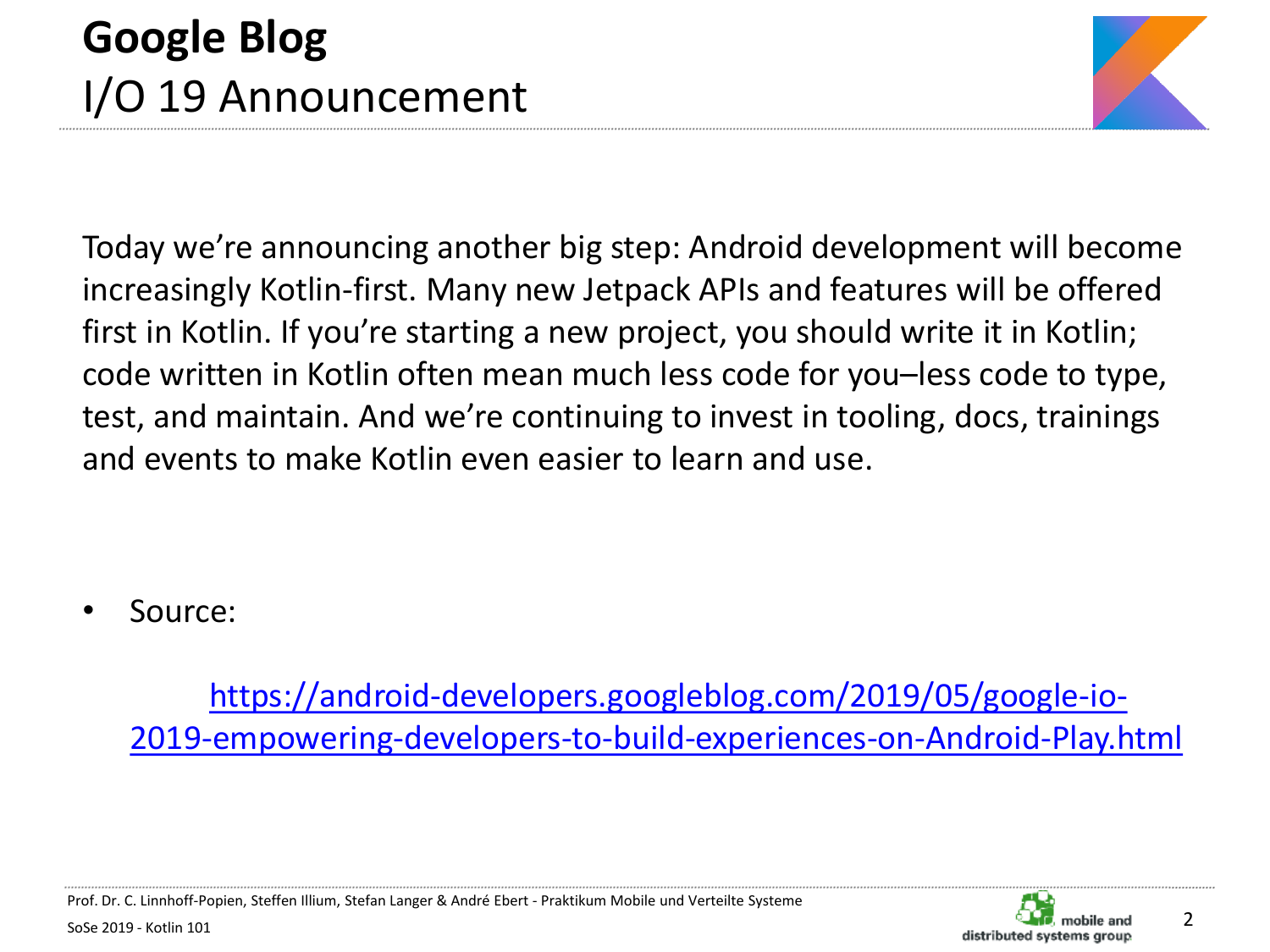# Google Blog

## I/O 19 Announcement

Today we're announcing another big step: Android development will become increasingly Kotlin-first. Many new Jetpack APIs and features will be offered first in Kotlin. If you're starting a new project, you should write it in Kotlin; code written in Kotlin often mean much less code for you–less code to type, test, and maintain. And we're continuing to invest in tooling, docs, trainings and events to make Kotlin even easier to learn and use.

- Source:

  https://android-developers.googleblog.com/2019/05/google-io-2019-empowering-developers-to-build-experiences-on-Android-Play.html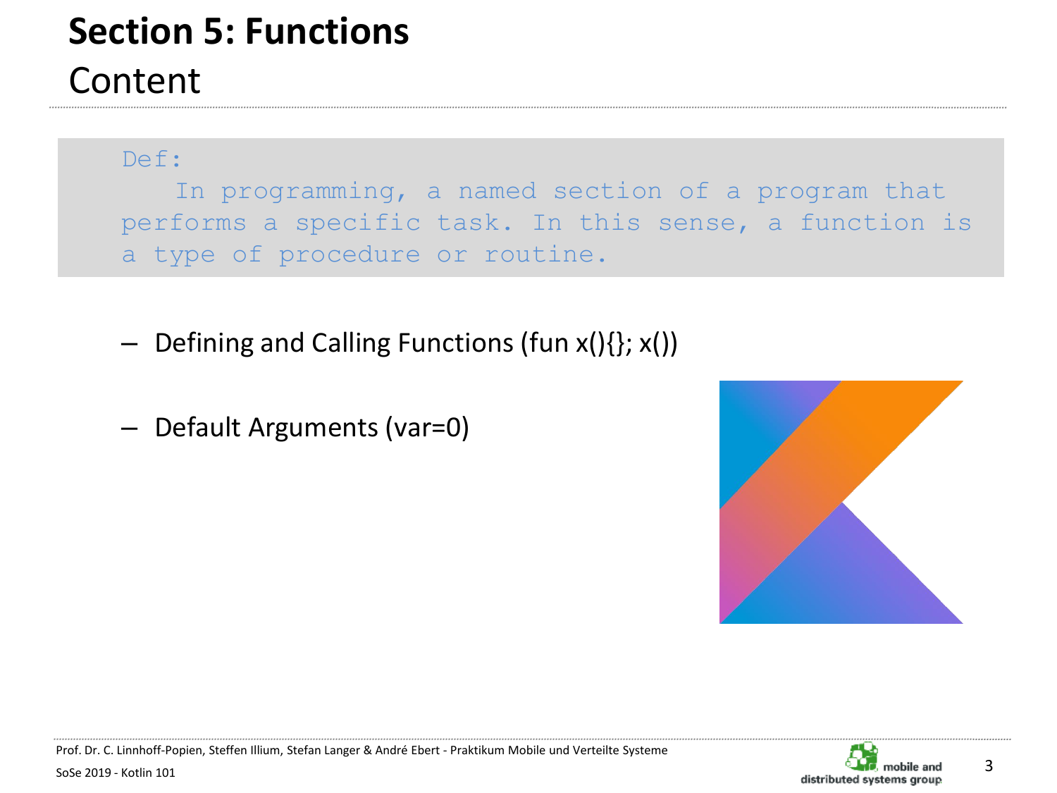# Section 5: Functions

## Content

```
Def:
   In programming, a named section of a program that
performs a specific task. In this sense, a function is
a type of procedure or routine.
```

- Defining and Calling Functions (fun x(){}; x())
- Default Arguments (var=0)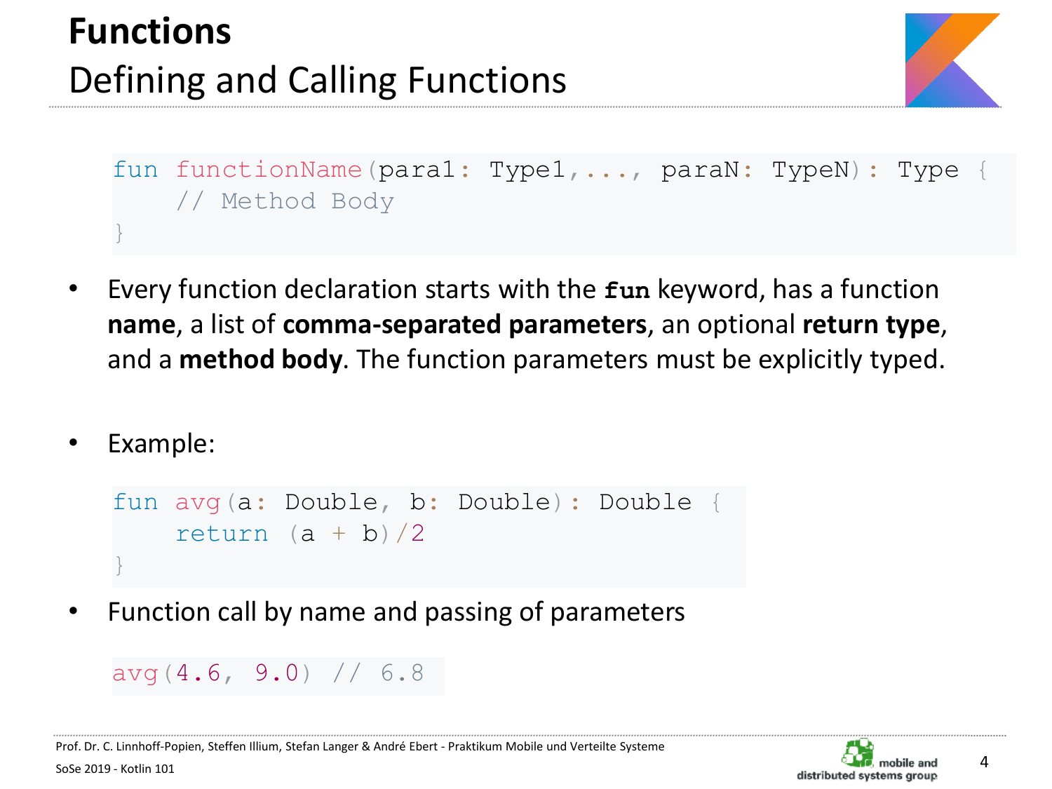# Functions

## Defining and Calling Functions

```
fun functionName(para1: Type1,..., paraN: TypeN): Type {
    // Method Body
}
```

- Every function declaration starts with the **`fun`** keyword, has a function **name**, a list of **comma-separated parameters**, an optional **return type**, and a **method body**. The function parameters must be explicitly typed.

- Example:

```
fun avg(a: Double, b: Double): Double {
    return (a + b)/2
}
```

- Function call by name and passing of parameters

```
avg(4.6, 9.0) // 6.8
```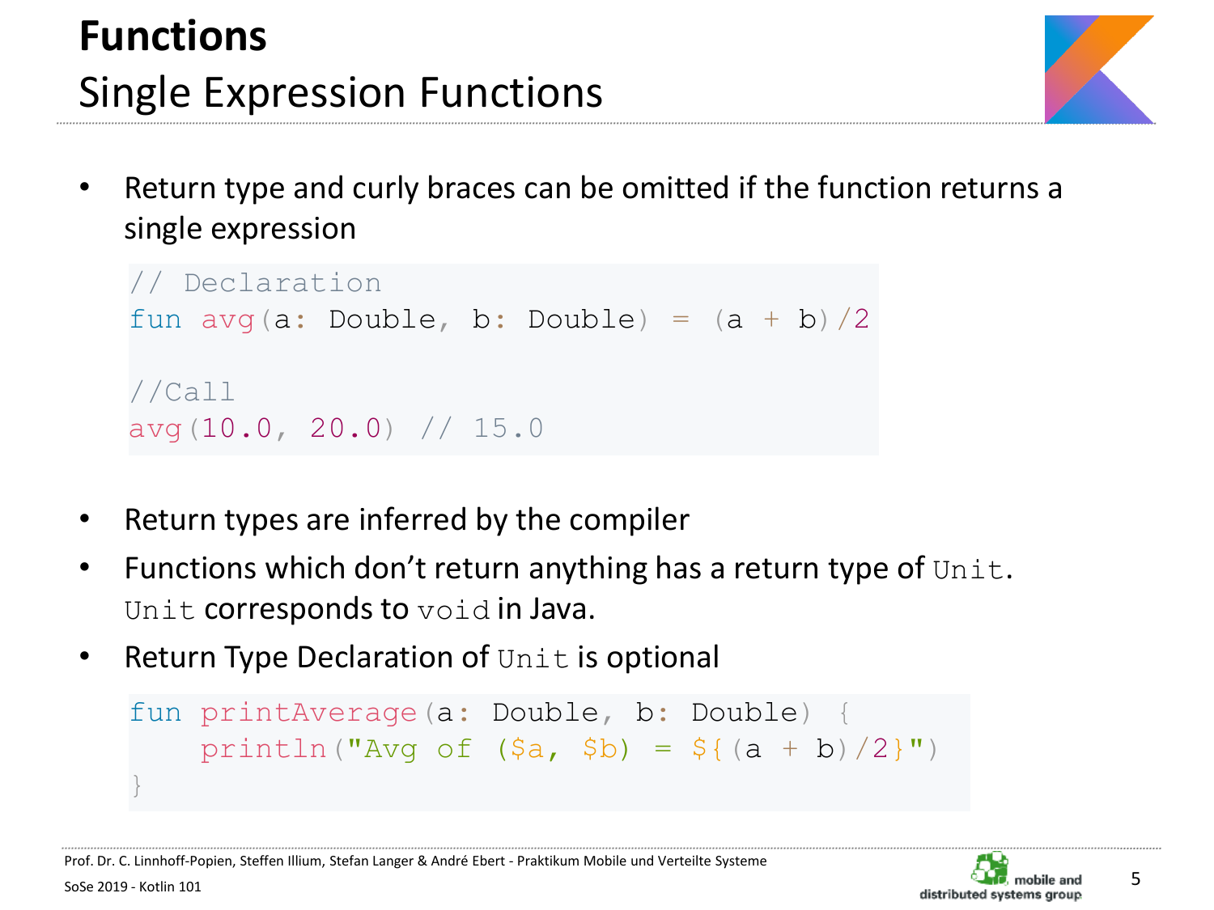# Functions

## Single Expression Functions

- Return type and curly braces can be omitted if the function returns a single expression

```
// Declaration
fun avg(a: Double, b: Double) = (a + b)/2

//Call
avg(10.0, 20.0) // 15.0
```

- Return types are inferred by the compiler
- Functions which don't return anything has a return type of `Unit`. `Unit` corresponds to `void` in Java.
- Return Type Declaration of `Unit` is optional

```
fun printAverage(a: Double, b: Double) {
    println("Avg of ($a, $b) = ${(a + b)/2}")
}
```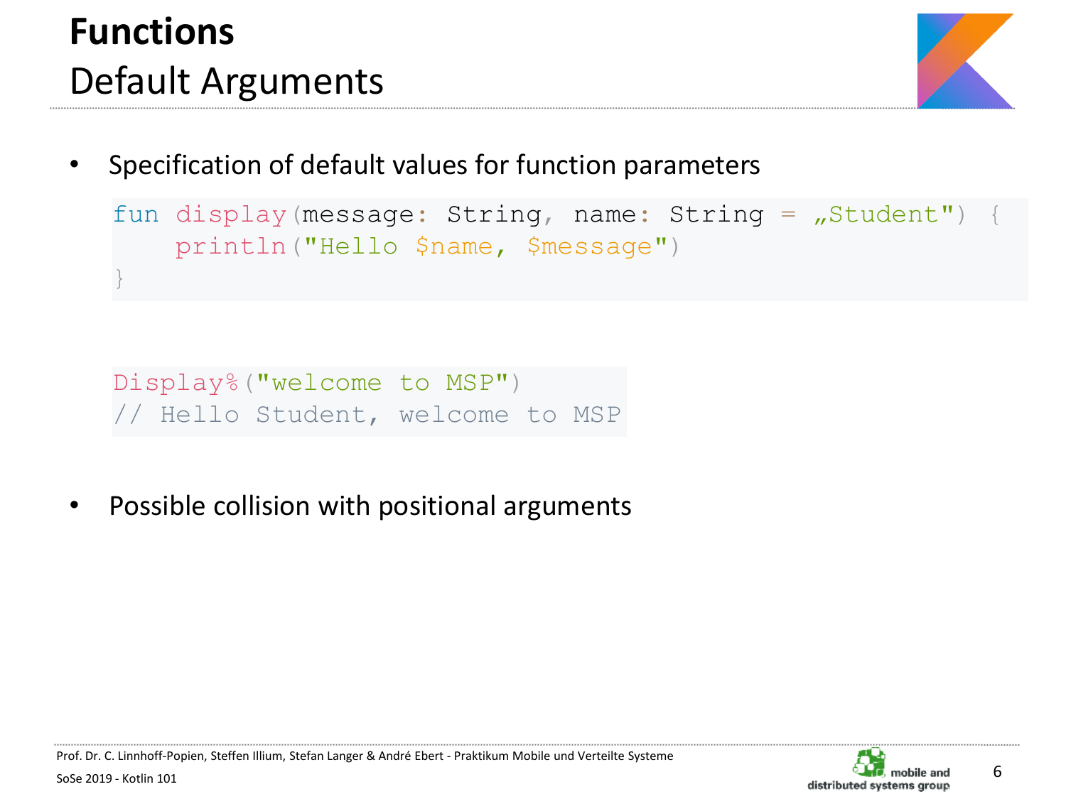# Functions

## Default Arguments

- Specification of default values for function parameters

```
fun display(message: String, name: String = „Student") {
    println("Hello $name, $message")
}
```

```
Display%("welcome to MSP")
// Hello Student, welcome to MSP
```

- Possible collision with positional arguments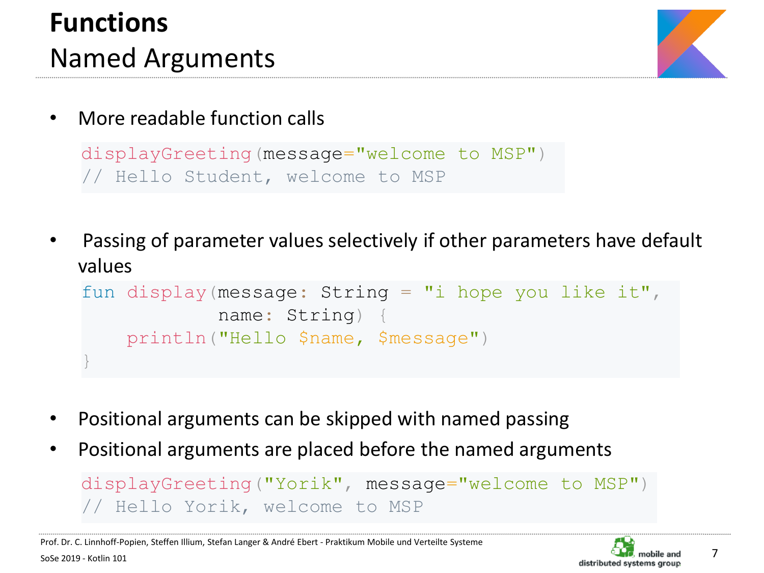# Functions

## Named Arguments

- More readable function calls

```
displayGreeting(message="welcome to MSP")
// Hello Student, welcome to MSP
```

- Passing of parameter values selectively if other parameters have default values

```
fun display(message: String = "i hope you like it",
            name: String) {
    println("Hello $name, $message")
}
```

- Positional arguments can be skipped with named passing
- Positional arguments are placed before the named arguments

```
displayGreeting("Yorik", message="welcome to MSP")
// Hello Yorik, welcome to MSP
```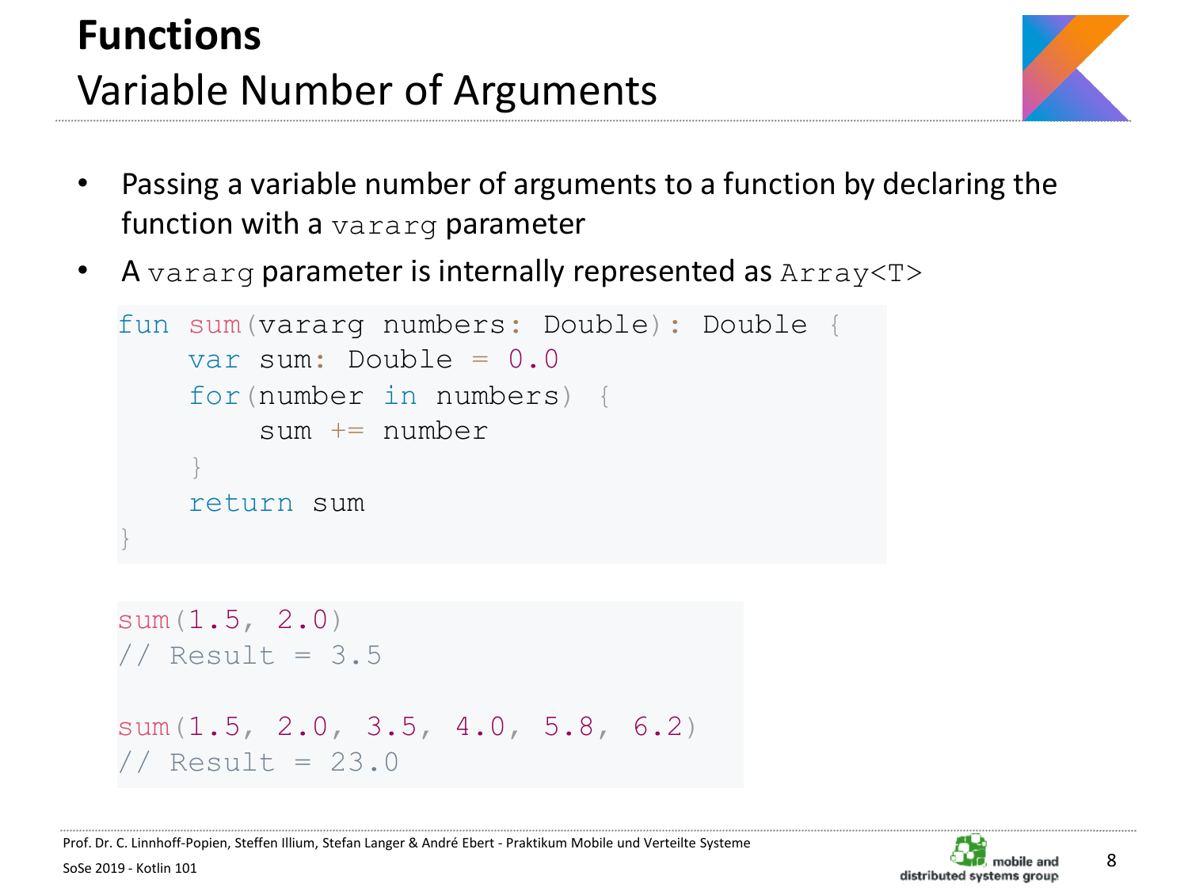# Functions

## Variable Number of Arguments

- Passing a variable number of arguments to a function by declaring the function with a `vararg` parameter
- A `vararg` parameter is internally represented as `Array<T>`

```kotlin
fun sum(vararg numbers: Double): Double {
    var sum: Double = 0.0
    for(number in numbers) {
        sum += number
    }
    return sum
}
```

```kotlin
sum(1.5, 2.0)
// Result = 3.5

sum(1.5, 2.0, 3.5, 4.0, 5.8, 6.2)
// Result = 23.0
```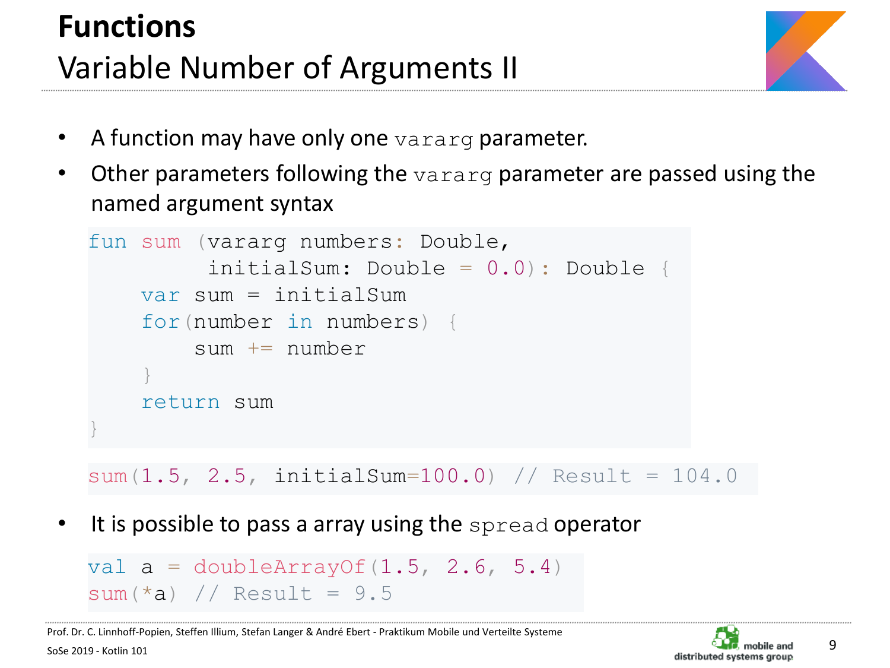# Functions

## Variable Number of Arguments II

- A function may have only one `vararg` parameter.
- Other parameters following the `vararg` parameter are passed using the named argument syntax

```
fun sum (vararg numbers: Double,
         initialSum: Double = 0.0): Double {
    var sum = initialSum
    for(number in numbers) {
        sum += number
    }
    return sum
}
```

```
sum(1.5, 2.5, initialSum=100.0) // Result = 104.0
```

- It is possible to pass a array using the `spread` operator

```
val a = doubleArrayOf(1.5, 2.6, 5.4)
sum(*a) // Result = 9.5
```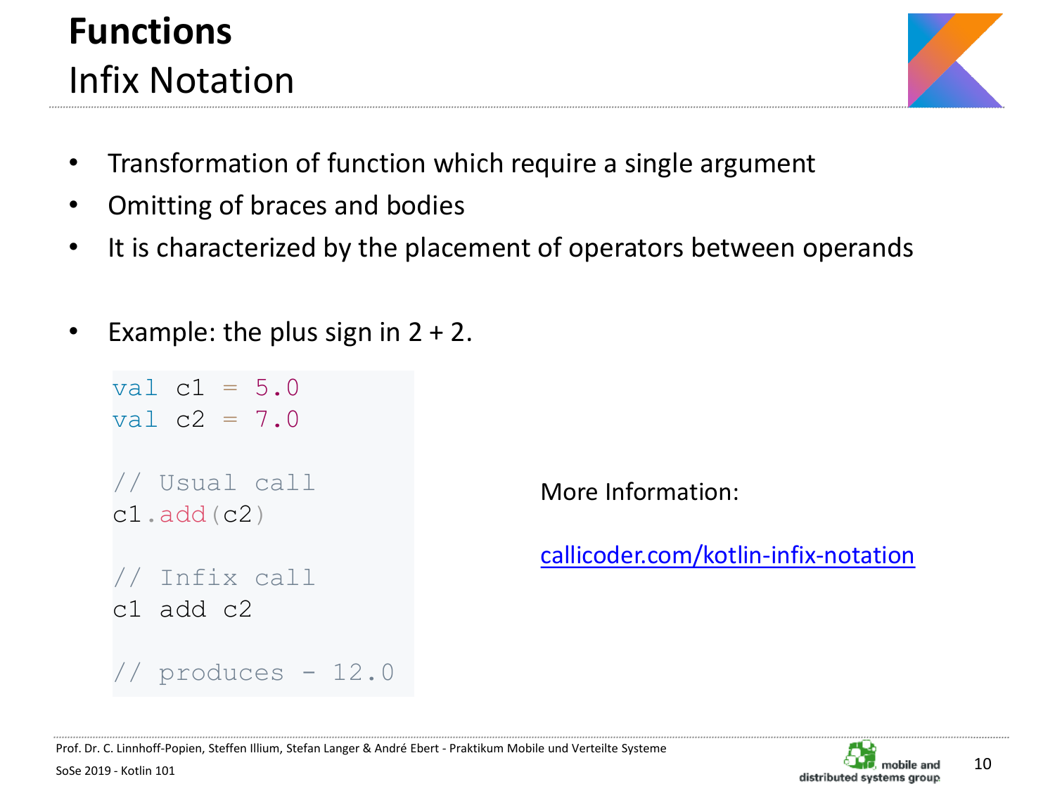# Functions

## Infix Notation

- Transformation of function which require a single argument
- Omitting of braces and bodies
- It is characterized by the placement of operators between operands

- Example: the plus sign in 2 + 2.

```kotlin
val c1 = 5.0
val c2 = 7.0

// Usual call
c1.add(c2)

// Infix call
c1 add c2

// produces - 12.0
```

More Information:

[callicoder.com/kotlin-infix-notation](callicoder.com/kotlin-infix-notation)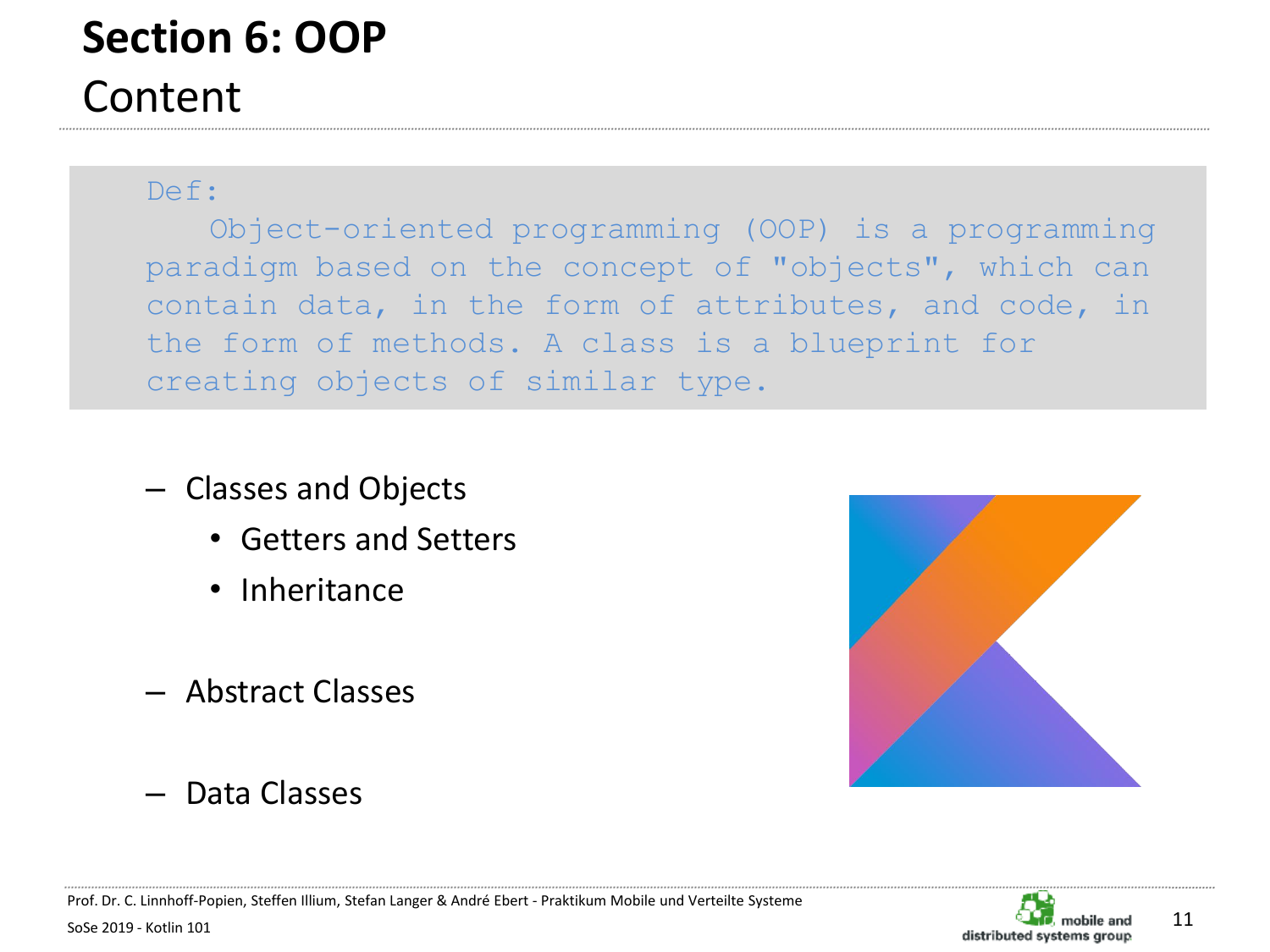# Section 6: OOP

## Content

```
Def:
   Object-oriented programming (OOP) is a programming
paradigm based on the concept of "objects", which can
contain data, in the form of attributes, and code, in
the form of methods. A class is a blueprint for
creating objects of similar type.
```

- Classes and Objects
  - Getters and Setters
  - Inheritance
- Abstract Classes
- Data Classes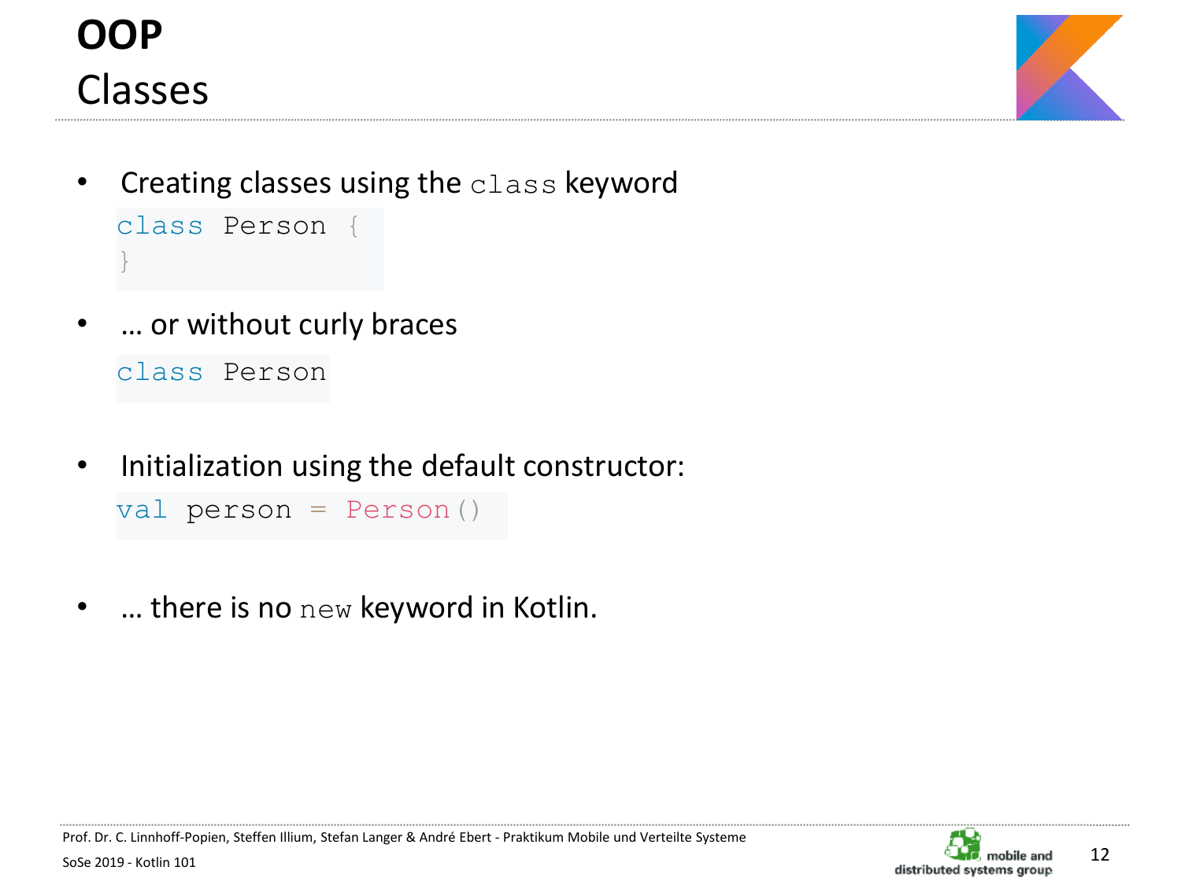# OOP

## Classes

- Creating classes using the `class` keyword

```
class Person {
}
```

- … or without curly braces

```
class Person
```

- Initialization using the default constructor:

```
val person = Person()
```

- … there is no `new` keyword in Kotlin.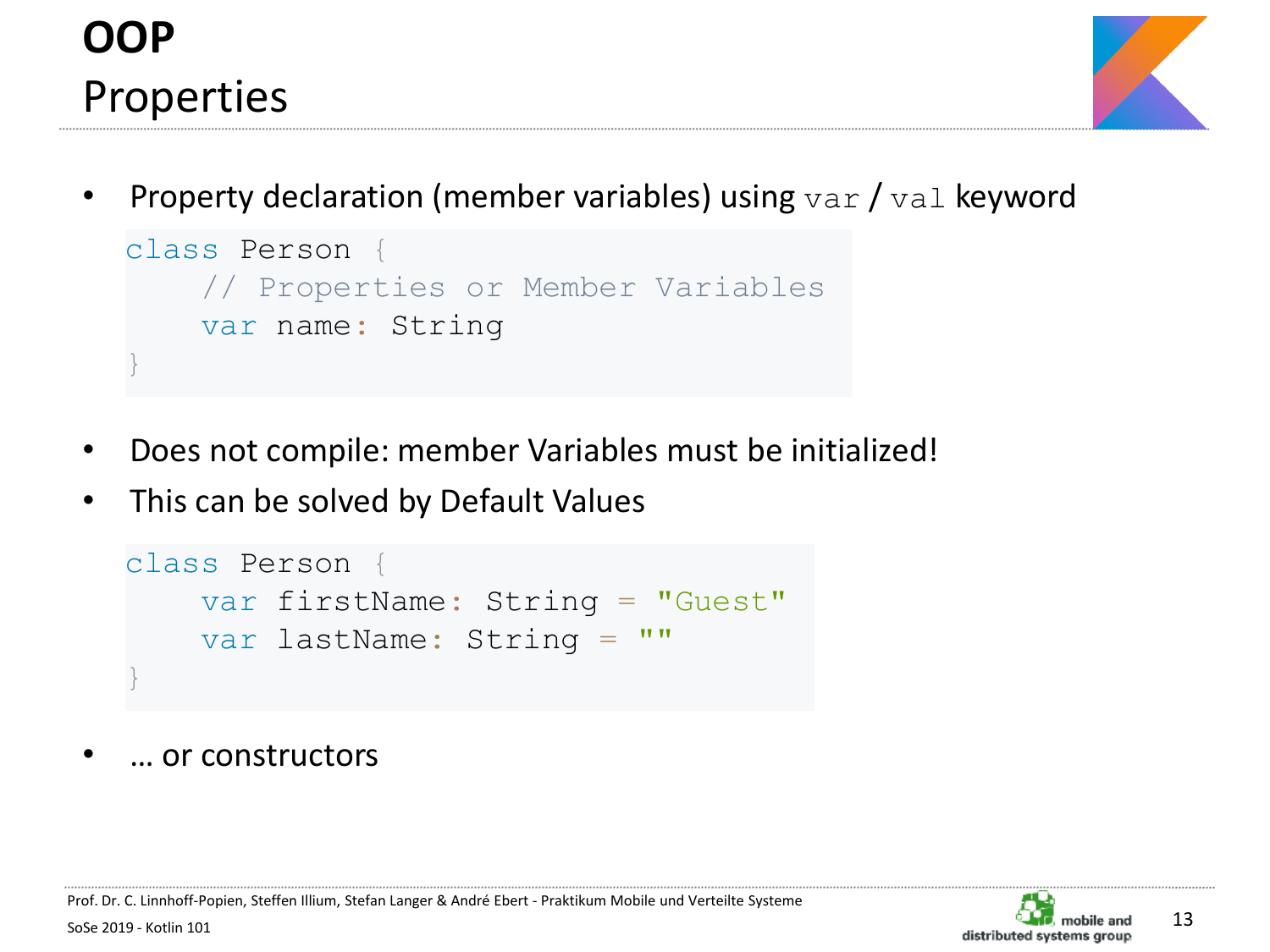# OOP

## Properties

- Property declaration (member variables) using `var` / `val` keyword

```
class Person {
    // Properties or Member Variables
    var name: String
}
```

- Does not compile: member Variables must be initialized!
- This can be solved by Default Values

```
class Person {
    var firstName: String = "Guest"
    var lastName: String = ""
}
```

- … or constructors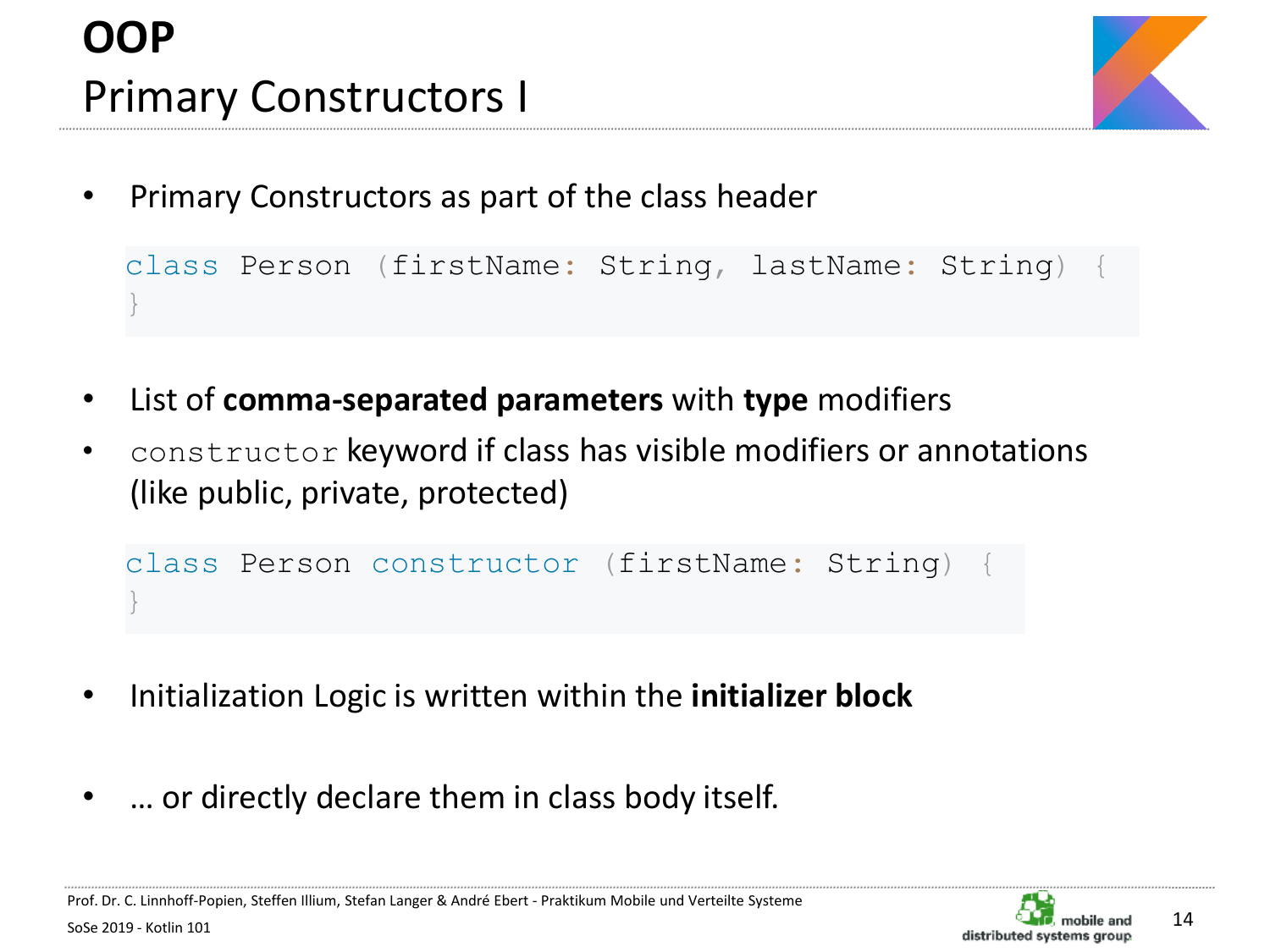# OOP

## Primary Constructors I

- Primary Constructors as part of the class header

```
class Person (firstName: String, lastName: String) {
}
```

- List of **comma-separated parameters** with **type** modifiers
- `constructor` keyword if class has visible modifiers or annotations (like public, private, protected)

```
class Person constructor (firstName: String) {
}
```

- Initialization Logic is written within the **initializer block**

- … or directly declare them in class body itself.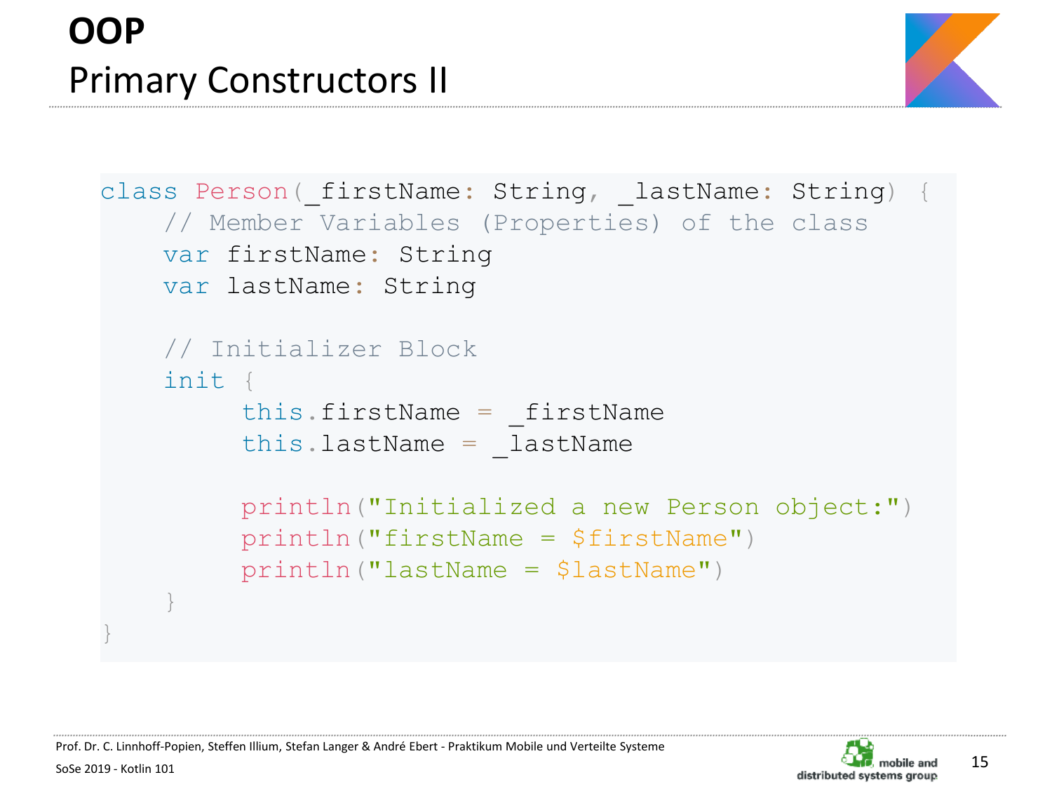# OOP

## Primary Constructors II

```kotlin
class Person(_firstName: String, _lastName: String) {
    // Member Variables (Properties) of the class
    var firstName: String
    var lastName: String

    // Initializer Block
    init {
        this.firstName = _firstName
        this.lastName = _lastName

        println("Initialized a new Person object:")
        println("firstName = $firstName")
        println("lastName = $lastName")
    }
}
```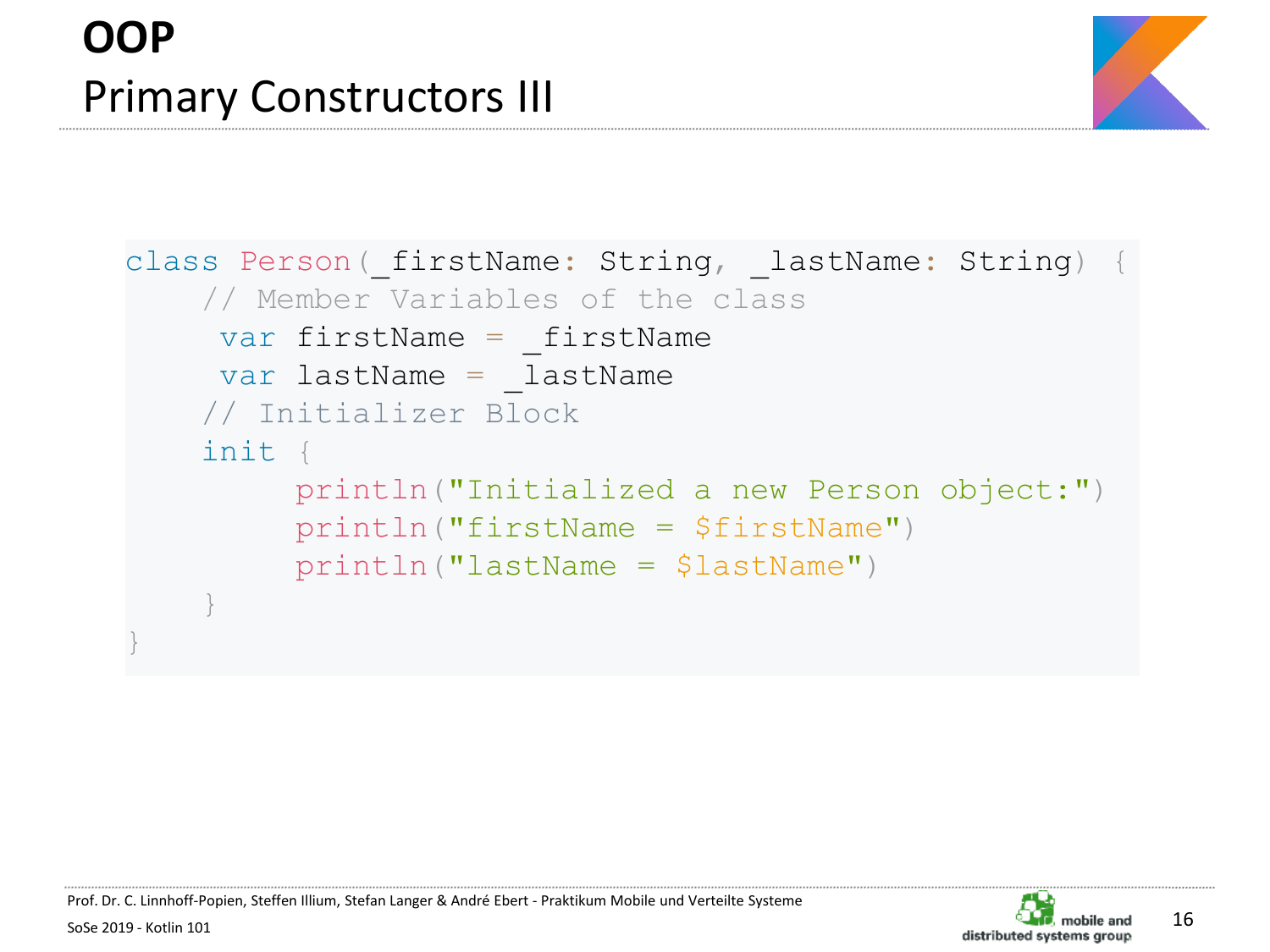# OOP

## Primary Constructors III

```kotlin
class Person(_firstName: String, _lastName: String) {
    // Member Variables of the class
     var firstName = _firstName
     var lastName = _lastName
    // Initializer Block
    init {
         println("Initialized a new Person object:")
         println("firstName = $firstName")
         println("lastName = $lastName")
    }
}
```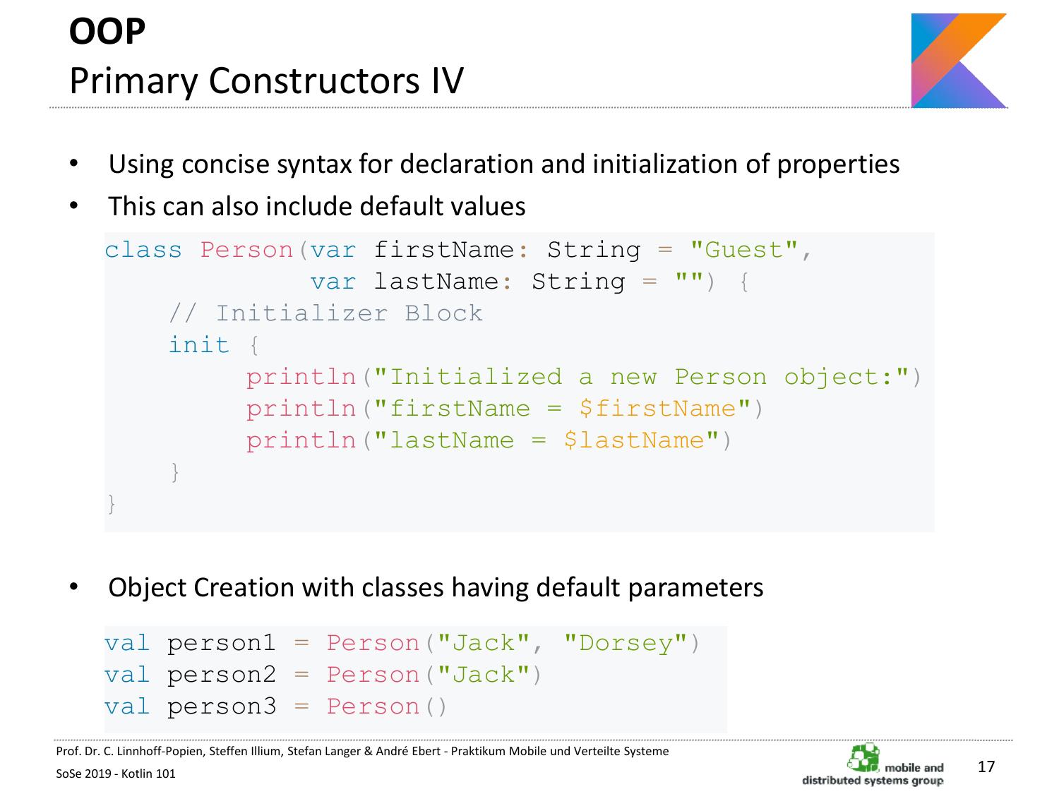# OOP

## Primary Constructors IV

- Using concise syntax for declaration and initialization of properties
- This can also include default values

```
class Person(var firstName: String = "Guest",
             var lastName: String = "") {
    // Initializer Block
    init {
        println("Initialized a new Person object:")
        println("firstName = $firstName")
        println("lastName = $lastName")
    }
}
```

- Object Creation with classes having default parameters

```
val person1 = Person("Jack", "Dorsey")
val person2 = Person("Jack")
val person3 = Person()
```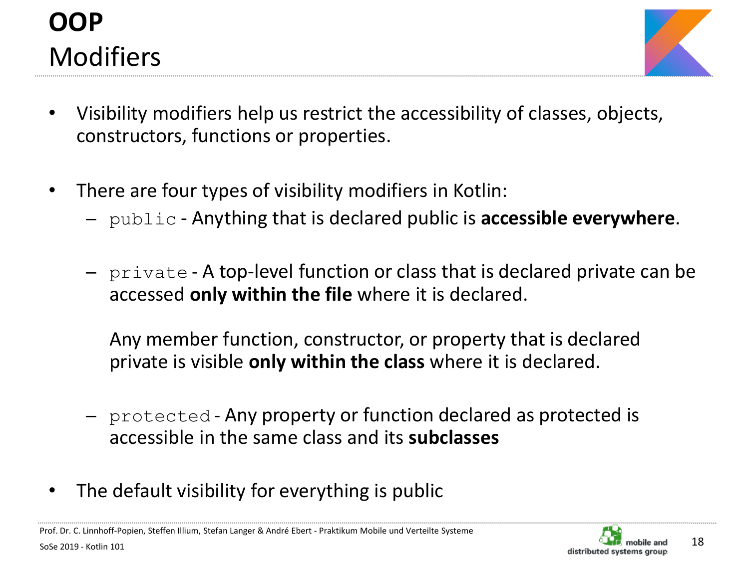# OOP
## Modifiers

- Visibility modifiers help us restrict the accessibility of classes, objects, constructors, functions or properties.

- There are four types of visibility modifiers in Kotlin:
  - `public` - Anything that is declared public is **accessible everywhere**.

  - `private` - A top-level function or class that is declared private can be accessed **only within the file** where it is declared.

    Any member function, constructor, or property that is declared private is visible **only within the class** where it is declared.

  - `protected` - Any property or function declared as protected is accessible in the same class and its **subclasses**

- The default visibility for everything is public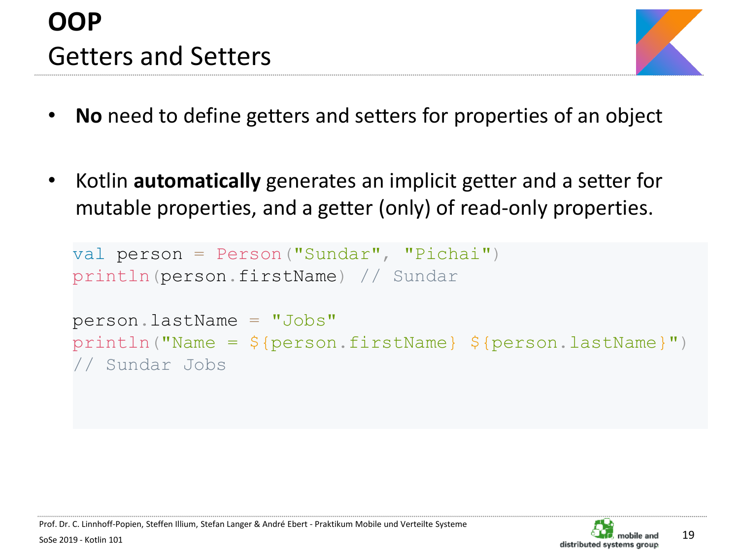# OOP

## Getters and Setters

- **No** need to define getters and setters for properties of an object
- Kotlin **automatically** generates an implicit getter and a setter for mutable properties, and a getter (only) of read-only properties.

```kotlin
val person = Person("Sundar", "Pichai")
println(person.firstName) // Sundar

person.lastName = "Jobs"
println("Name = ${person.firstName} ${person.lastName}")
// Sundar Jobs
```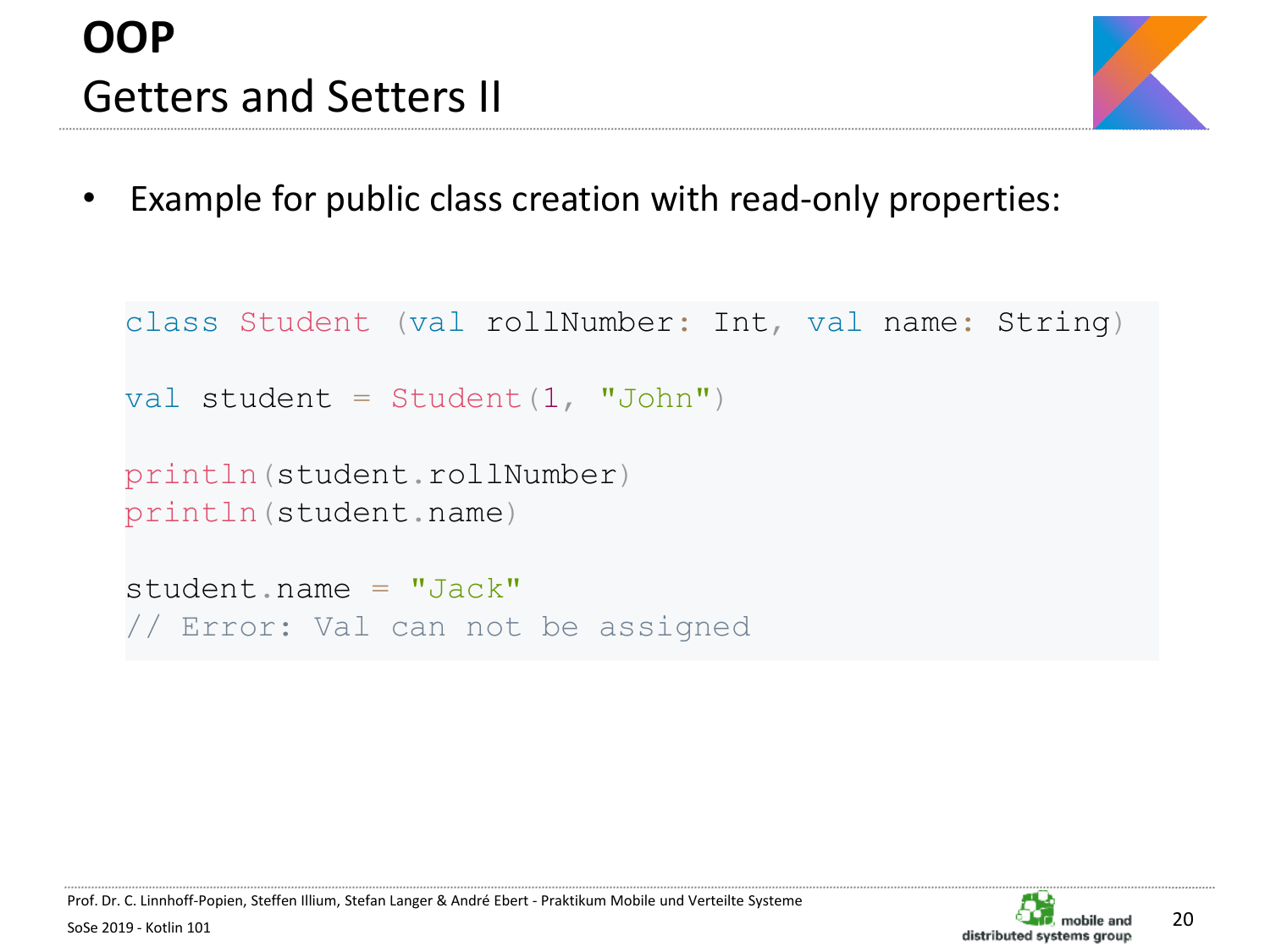# OOP

## Getters and Setters II

- Example for public class creation with read-only properties:

```
class Student (val rollNumber: Int, val name: String)

val student = Student(1, "John")

println(student.rollNumber)
println(student.name)

student.name = "Jack"
// Error: Val can not be assigned
```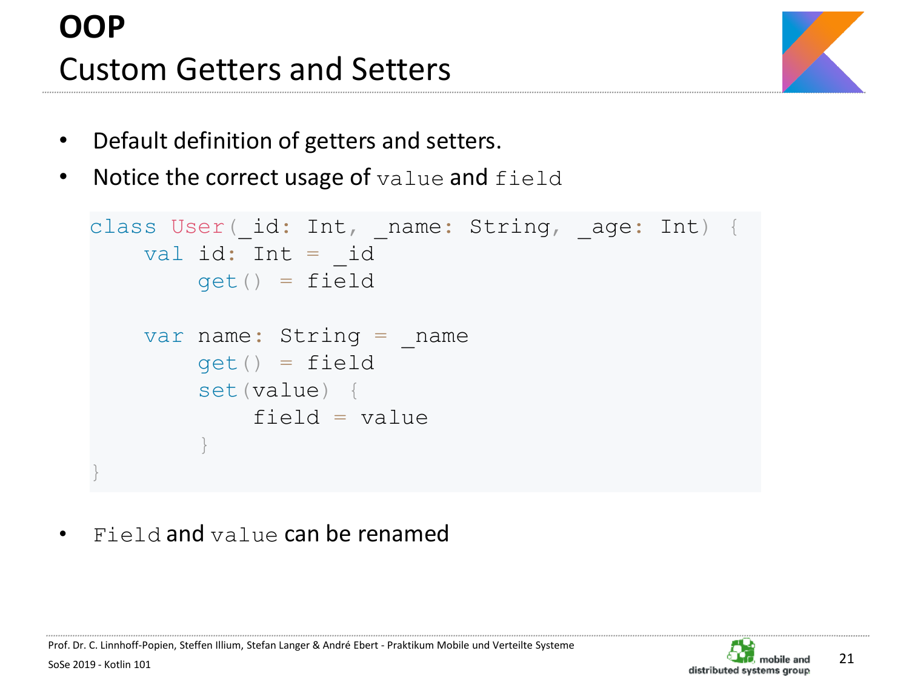# OOP

## Custom Getters and Setters

- Default definition of getters and setters.
- Notice the correct usage of `value` and `field`

```
class User(_id: Int, _name: String, _age: Int) {
    val id: Int = _id
        get() = field

    var name: String = _name
        get() = field
        set(value) {
            field = value
        }
}
```

- `Field` and `value` can be renamed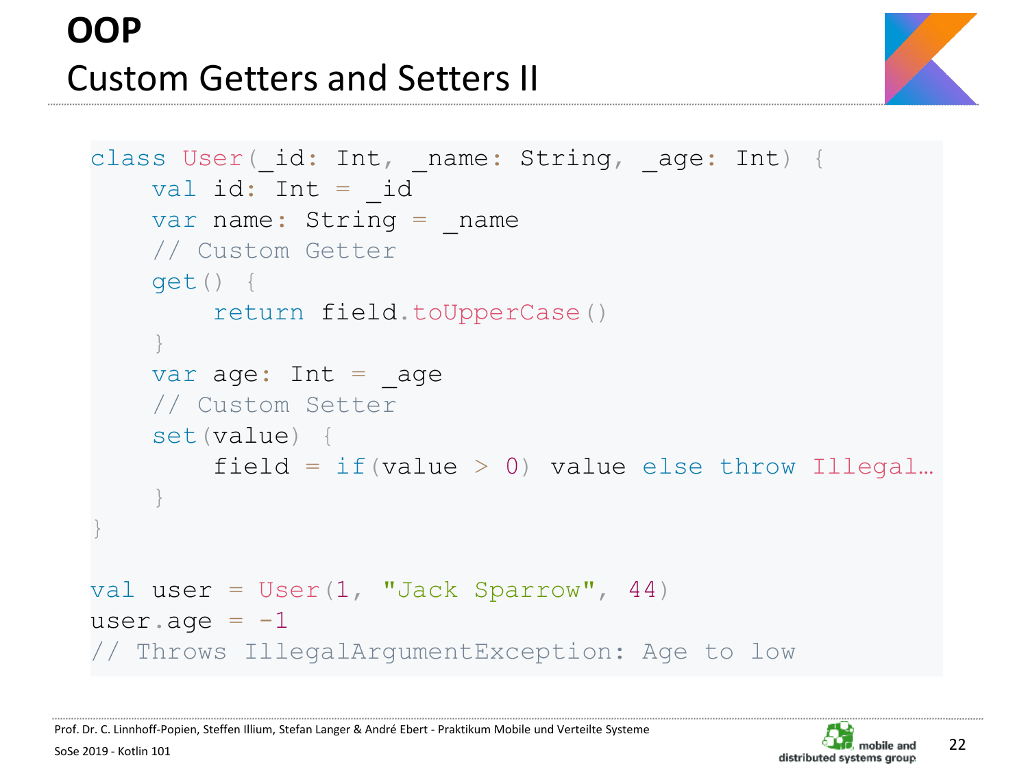# OOP

## Custom Getters and Setters II

```kotlin
class User(_id: Int, _name: String, _age: Int) {
    val id: Int = _id
    var name: String = _name
    // Custom Getter
    get() {
        return field.toUpperCase()
    }
    var age: Int = _age
    // Custom Setter
    set(value) {
        field = if(value > 0) value else throw Illegal…
    }
}

val user = User(1, "Jack Sparrow", 44)
user.age = -1
// Throws IllegalArgumentException: Age to low
```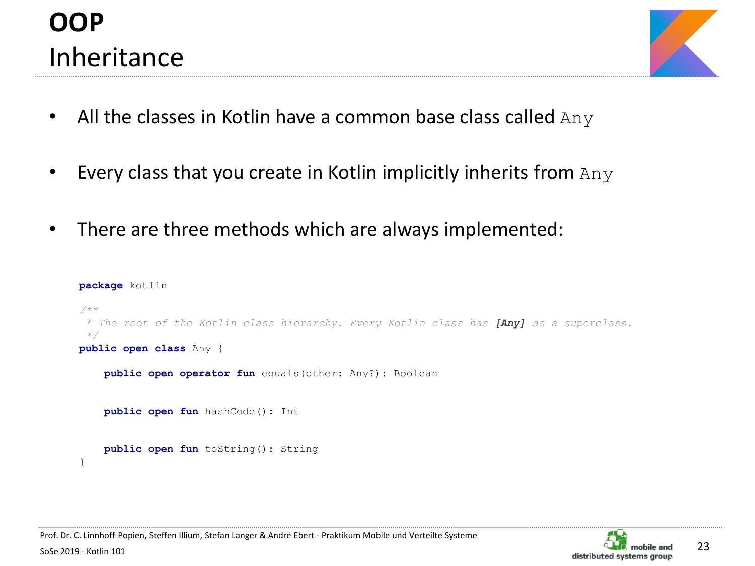# OOP

## Inheritance

- All the classes in Kotlin have a common base class called `Any`
- Every class that you create in Kotlin implicitly inherits from `Any`
- There are three methods which are always implemented:

```
package kotlin

/**
 * The root of the Kotlin class hierarchy. Every Kotlin class has [Any] as a superclass.
 */
public open class Any {

    public open operator fun equals(other: Any?): Boolean


    public open fun hashCode(): Int


    public open fun toString(): String
}
```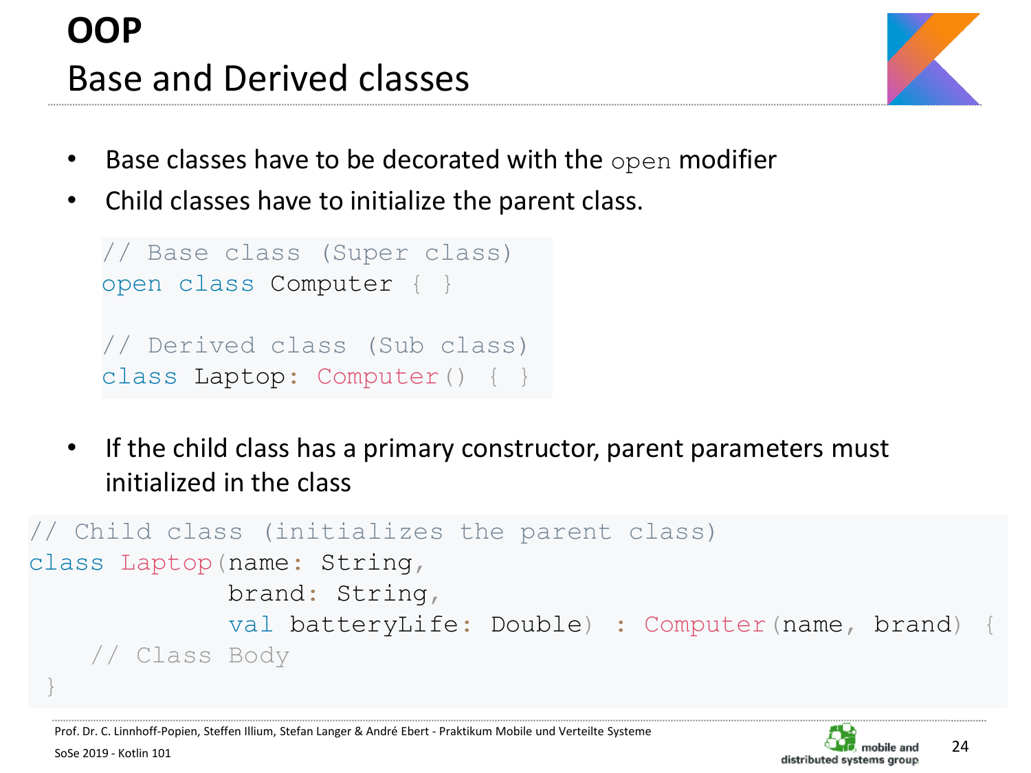# OOP
## Base and Derived classes

- Base classes have to be decorated with the `open` modifier
- Child classes have to initialize the parent class.

```kotlin
// Base class (Super class)
open class Computer { }

// Derived class (Sub class)
class Laptop: Computer() { }
```

- If the child class has a primary constructor, parent parameters must initialized in the class

```kotlin
// Child class (initializes the parent class)
class Laptop(name: String,
             brand: String,
             val batteryLife: Double) : Computer(name, brand) {
    // Class Body
}
```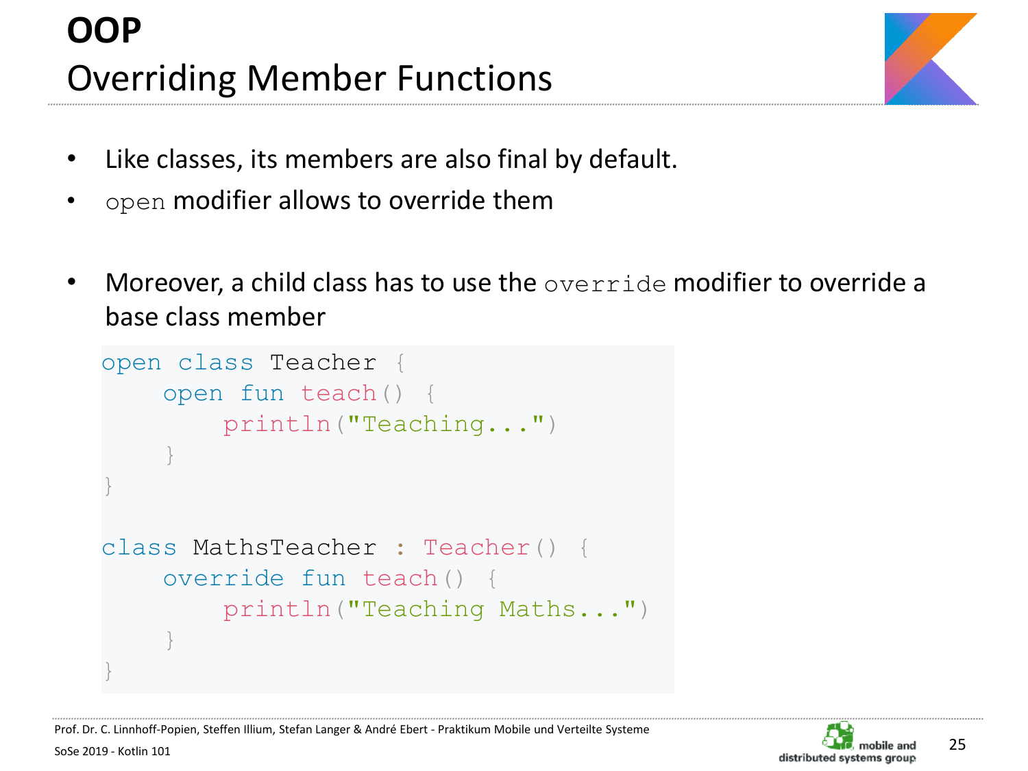# OOP

## Overriding Member Functions

- Like classes, its members are also final by default.
- `open` modifier allows to override them
- Moreover, a child class has to use the `override` modifier to override a base class member

```kotlin
open class Teacher {
    open fun teach() {
        println("Teaching...")
    }
}

class MathsTeacher : Teacher() {
    override fun teach() {
        println("Teaching Maths...")
    }
}
```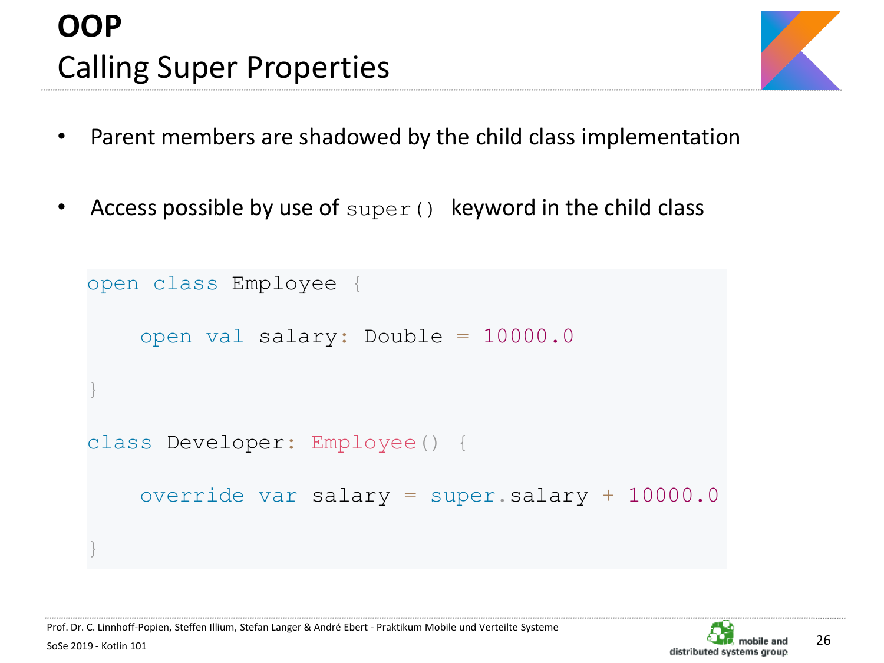# OOP
## Calling Super Properties

- Parent members are shadowed by the child class implementation
- Access possible by use of `super()` keyword in the child class

```
open class Employee {

    open val salary: Double = 10000.0

}

class Developer: Employee() {

    override var salary = super.salary + 10000.0

}
```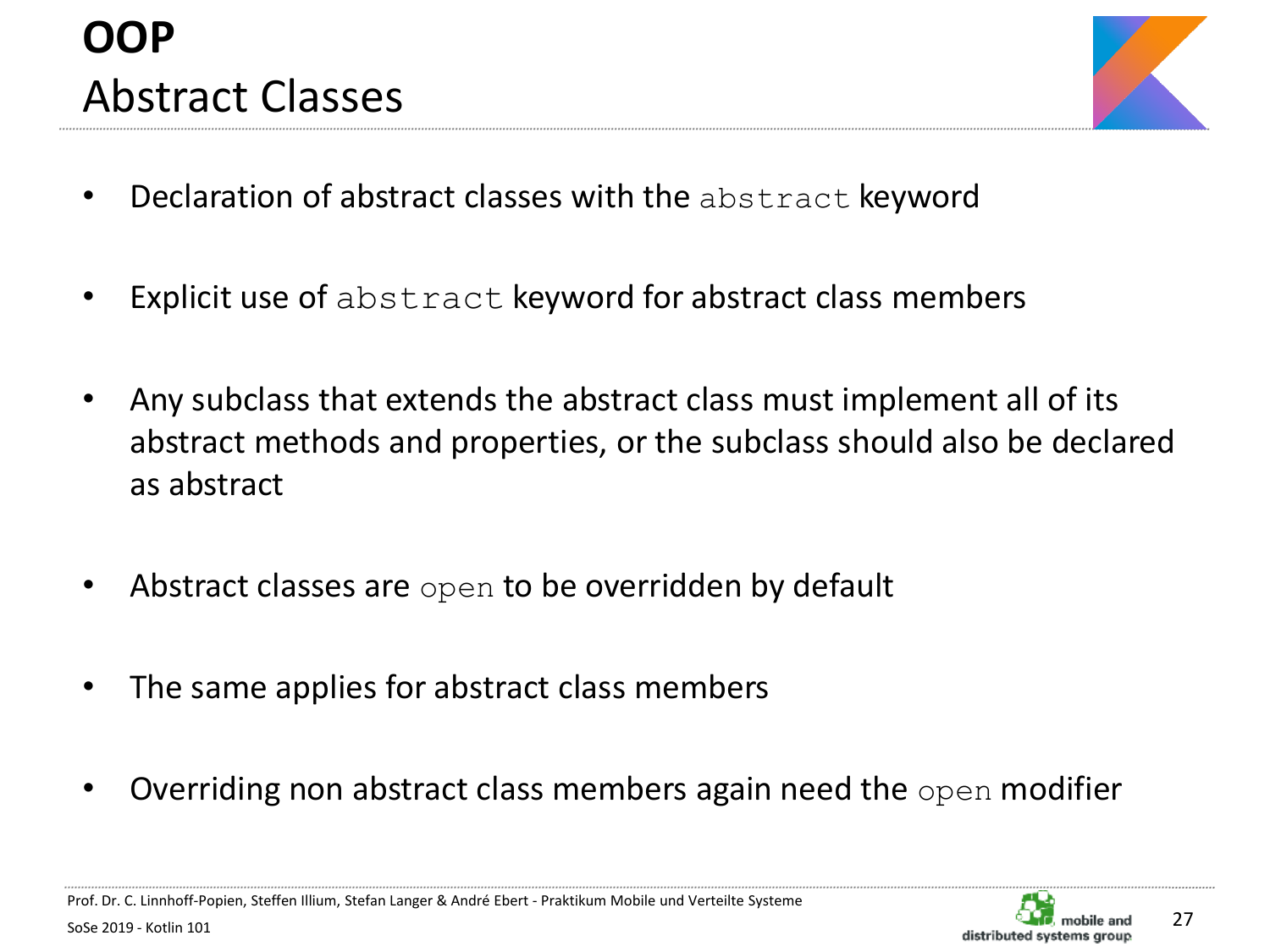# OOP

## Abstract Classes

- Declaration of abstract classes with the `abstract` keyword
- Explicit use of `abstract` keyword for abstract class members
- Any subclass that extends the abstract class must implement all of its abstract methods and properties, or the subclass should also be declared as abstract
- Abstract classes are `open` to be overridden by default
- The same applies for abstract class members
- Overriding non abstract class members again need the `open` modifier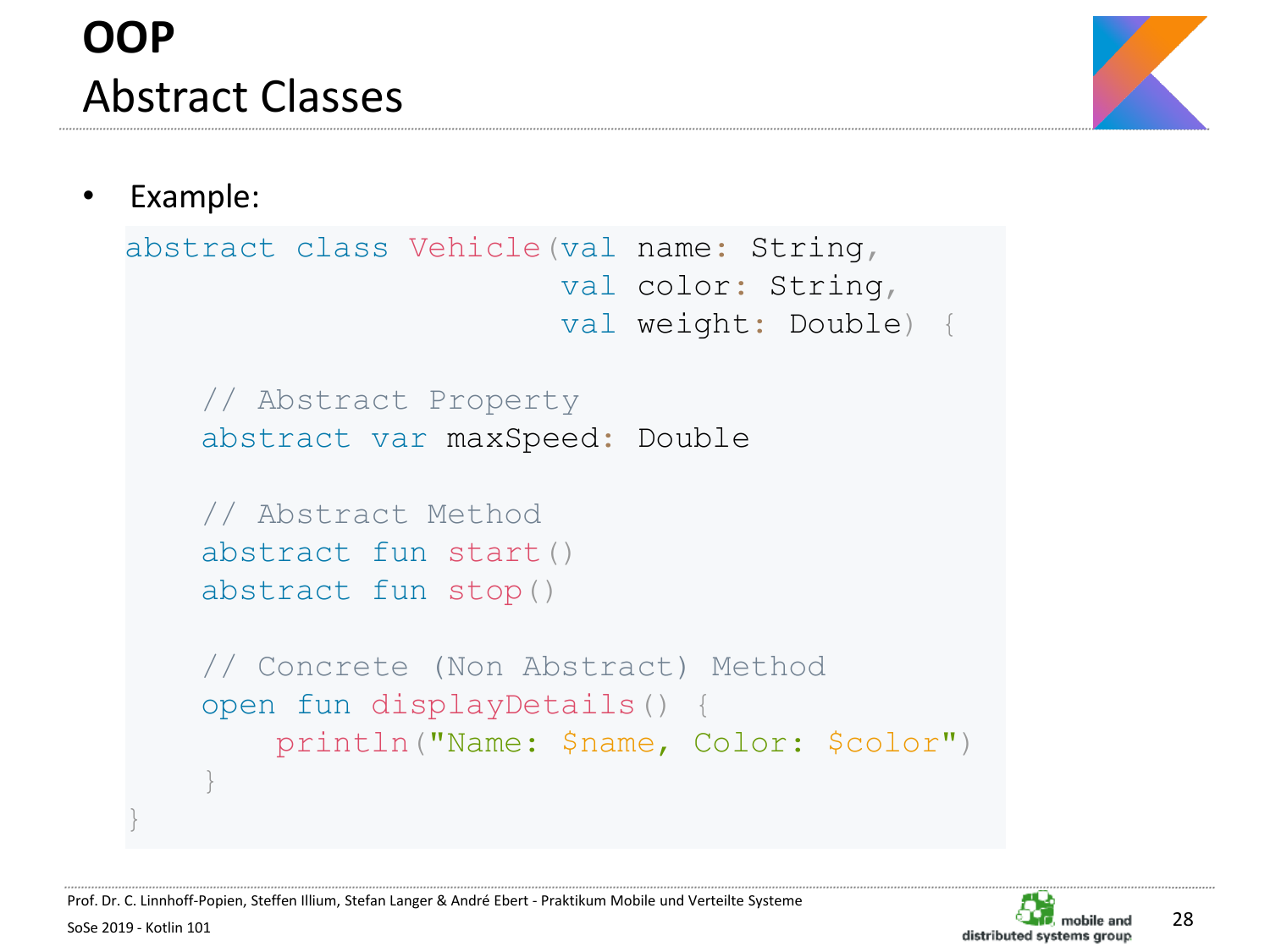# OOP

## Abstract Classes

- Example:

```
abstract class Vehicle(val name: String,
                       val color: String,
                       val weight: Double) {

    // Abstract Property
    abstract var maxSpeed: Double

    // Abstract Method
    abstract fun start()
    abstract fun stop()

    // Concrete (Non Abstract) Method
    open fun displayDetails() {
        println("Name: $name, Color: $color")
    }
}
```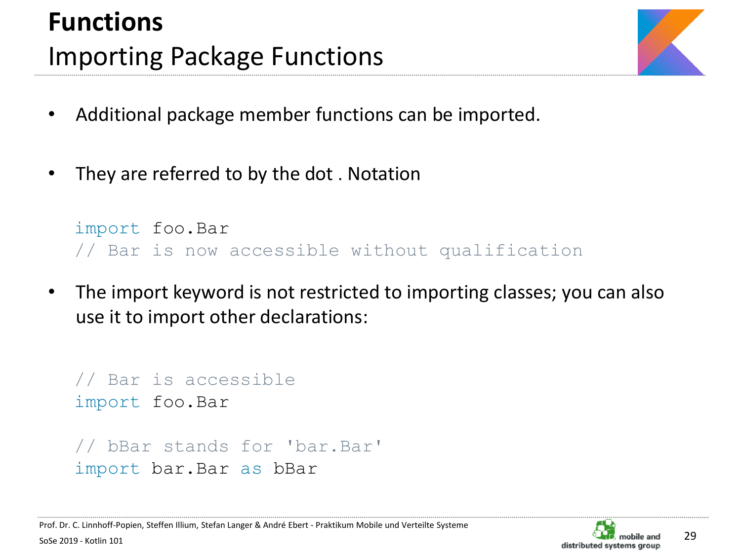# Functions

## Importing Package Functions

- Additional package member functions can be imported.

- They are referred to by the dot . Notation

```
import foo.Bar
// Bar is now accessible without qualification
```

- The import keyword is not restricted to importing classes; you can also use it to import other declarations:

```
// Bar is accessible
import foo.Bar

// bBar stands for 'bar.Bar'
import bar.Bar as bBar
```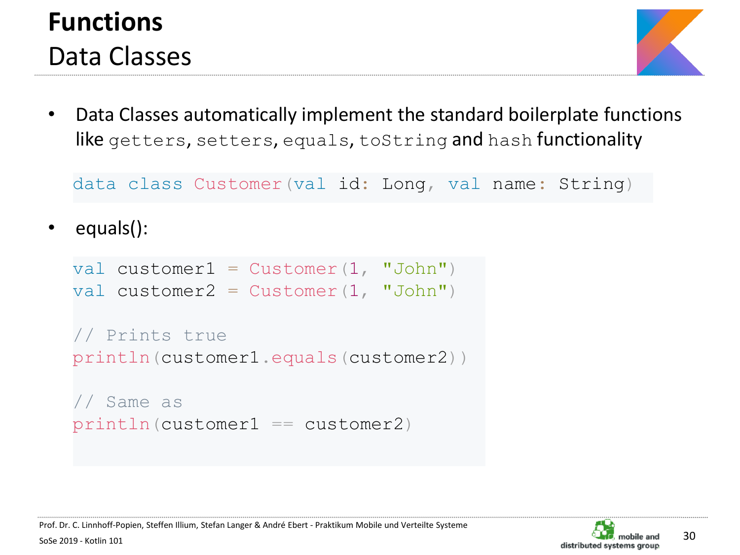# Functions

## Data Classes

- Data Classes automatically implement the standard boilerplate functions like `getters`, `setters`, `equals`, `toString` and `hash` functionality

```
data class Customer(val id: Long, val name: String)
```

- equals():

```
val customer1 = Customer(1, "John")
val customer2 = Customer(1, "John")

// Prints true
println(customer1.equals(customer2))

// Same as
println(customer1 == customer2)
```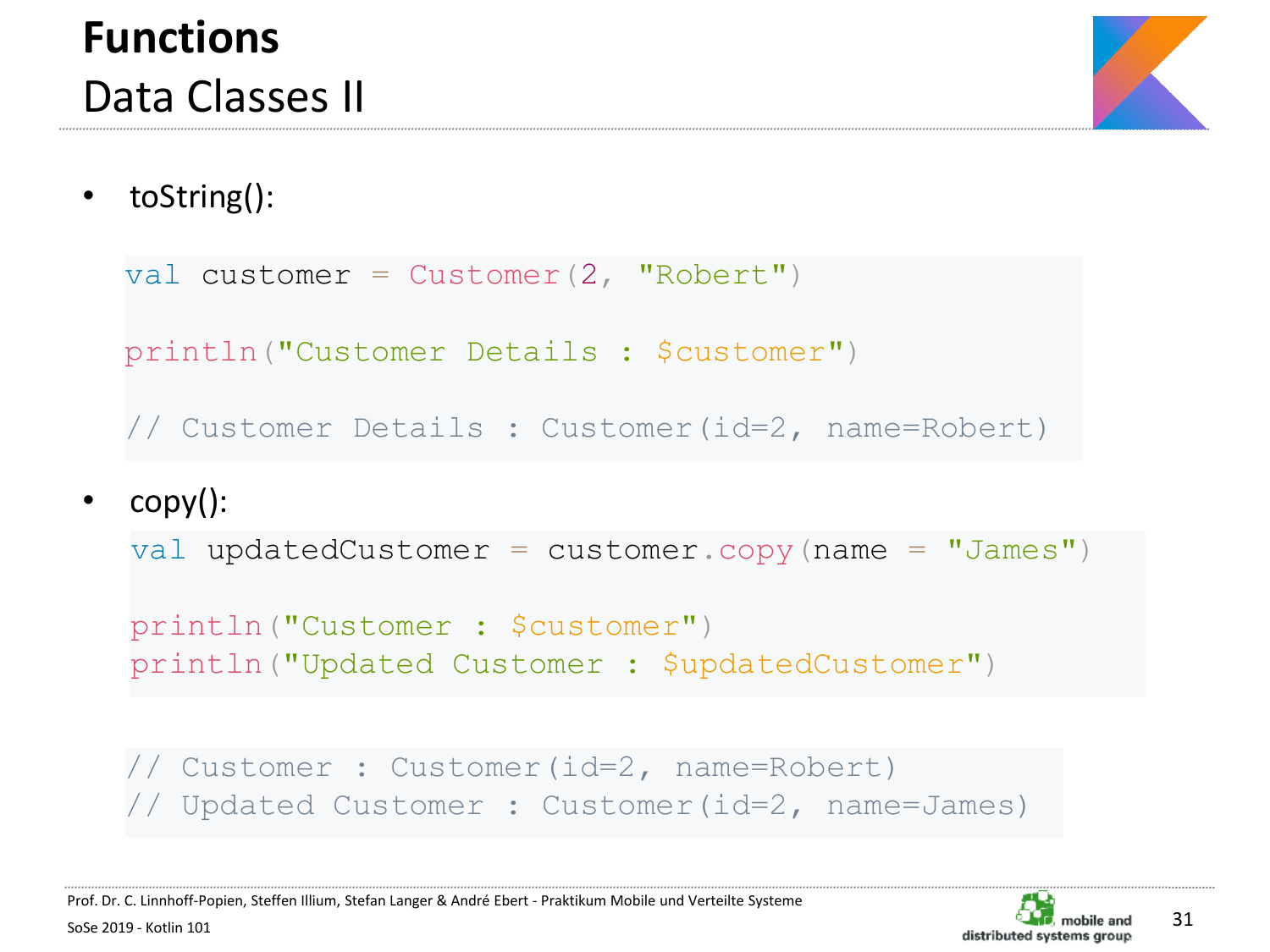# Functions

## Data Classes II

- toString():

```
val customer = Customer(2, "Robert")

println("Customer Details : $customer")

// Customer Details : Customer(id=2, name=Robert)
```

- copy():

```
val updatedCustomer = customer.copy(name = "James")

println("Customer : $customer")
println("Updated Customer : $updatedCustomer")
```

```
// Customer : Customer(id=2, name=Robert)
// Updated Customer : Customer(id=2, name=James)
```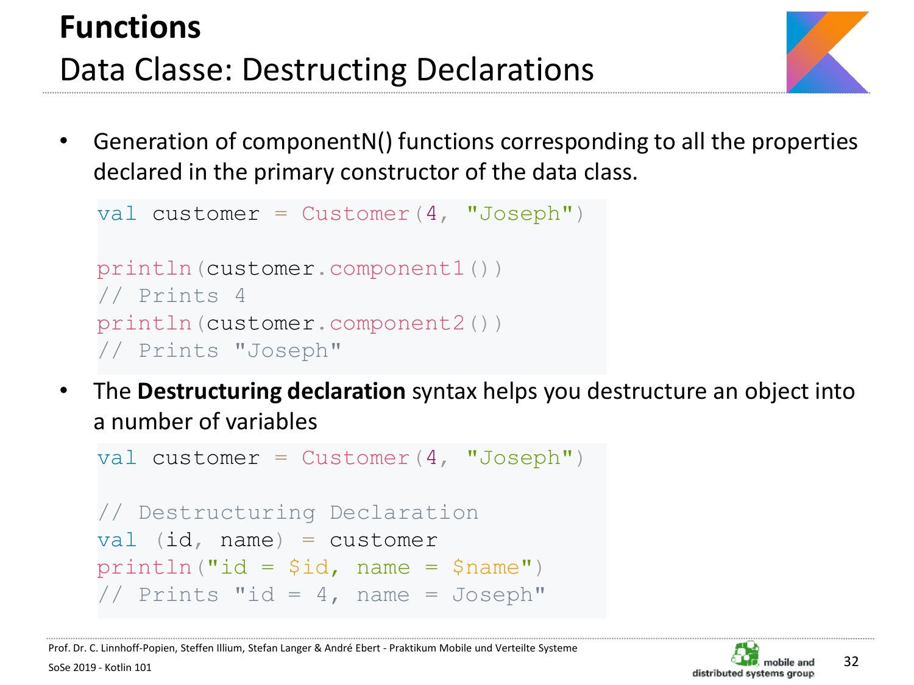# Functions

## Data Classe: Destructing Declarations

- Generation of componentN() functions corresponding to all the properties declared in the primary constructor of the data class.

```
val customer = Customer(4, "Joseph")

println(customer.component1())
// Prints 4
println(customer.component2())
// Prints "Joseph"
```

- The **Destructuring declaration** syntax helps you destructure an object into a number of variables

```
val customer = Customer(4, "Joseph")

// Destructuring Declaration
val (id, name) = customer
println("id = $id, name = $name")
// Prints "id = 4, name = Joseph"
```